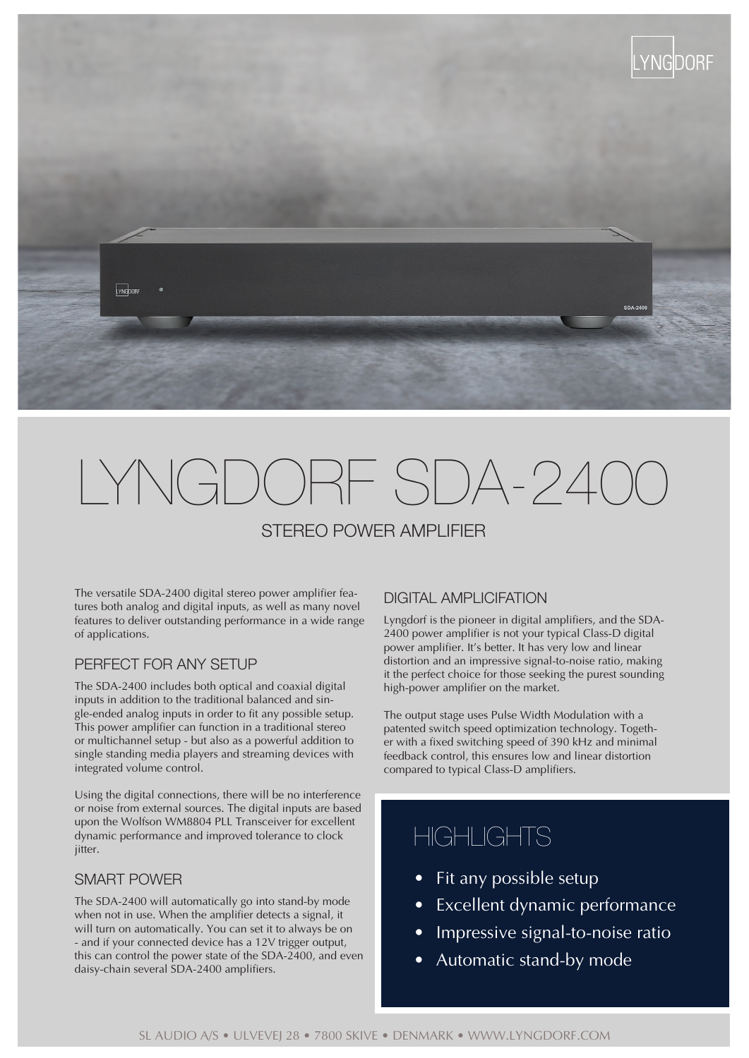# LYNGDORF SDA-2400

## STEREO POWER AMPLIFIER

The versatile SDA-2400 digital stereo power amplifier features both analog and digital inputs, as well as many novel features to deliver outstanding performance in a wide range of applications.

### PERFECT FOR ANY SETUP

The SDA-2400 includes both optical and coaxial digital inputs in addition to the traditional balanced and single-ended analog inputs in order to fit any possible setup. This power amplifier can function in a traditional stereo or multichannel setup - but also as a powerful addition to single standing media players and streaming devices with integrated volume control.

Using the digital connections, there will be no interference or noise from external sources. The digital inputs are based upon the Wolfson WM8804 PLL Transceiver for excellent dynamic performance and improved tolerance to clock jitter.

### SMART POWER

The SDA-2400 will automatically go into stand-by mode when not in use. When the amplifier detects a signal, it will turn on automatically. You can set it to always be on - and if your connected device has a 12V trigger output, this can control the power state of the SDA-2400, and even daisy-chain several SDA-2400 amplifiers.

### DIGITAL AMPLICIFATION

Lyngdorf is the pioneer in digital amplifiers, and the SDA-2400 power amplifier is not your typical Class-D digital power amplifier. It's better. It has very low and linear distortion and an impressive signal-to-noise ratio, making it the perfect choice for those seeking the purest sounding high-power amplifier on the market.

The output stage uses Pulse Width Modulation with a patented switch speed optimization technology. Together with a fixed switching speed of 390 kHz and minimal feedback control, this ensures low and linear distortion compared to typical Class-D amplifiers.

## HIGHLIGHTS

- Fit any possible setup
- Excellent dynamic performance
- Impressive signal-to-noise ratio
- Automatic stand-by mode

SL AUDIO A/S • ULVEVEJ 28 • 7800 SKIVE • DENMARK • WWW.LYNGDORF.COM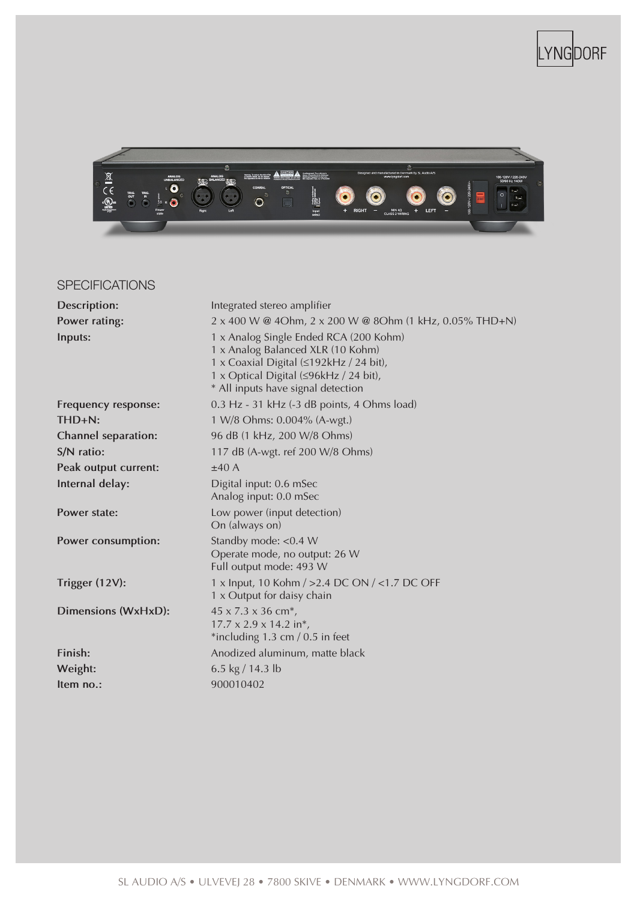LYNGDORF

## SPECIFICATIONS

| | |
|---|---|
| **Description:** | Integrated stereo amplifier |
| **Power rating:** | 2 x 400 W @ 4Ohm, 2 x 200 W @ 8Ohm (1 kHz, 0.05% THD+N) |
| **Inputs:** | 1 x Analog Single Ended RCA (200 Kohm)<br>1 x Analog Balanced XLR (10 Kohm)<br>1 x Coaxial Digital (≤192kHz / 24 bit),<br>1 x Optical Digital (≤96kHz / 24 bit),<br>* All inputs have signal detection |
| **Frequency response:** | 0.3 Hz - 31 kHz (-3 dB points, 4 Ohms load) |
| **THD+N:** | 1 W/8 Ohms: 0.004% (A-wgt.) |
| **Channel separation:** | 96 dB (1 kHz, 200 W/8 Ohms) |
| **S/N ratio:** | 117 dB (A-wgt. ref 200 W/8 Ohms) |
| **Peak output current:** | ±40 A |
| **Internal delay:** | Digital input: 0.6 mSec<br>Analog input: 0.0 mSec |
| **Power state:** | Low power (input detection)<br>On (always on) |
| **Power consumption:** | Standby mode: <0.4 W<br>Operate mode, no output: 26 W<br>Full output mode: 493 W |
| **Trigger (12V):** | 1 x Input, 10 Kohm / >2.4 DC ON / <1.7 DC OFF<br>1 x Output for daisy chain |
| **Dimensions (WxHxD):** | 45 x 7.3 x 36 cm*,<br>17.7 x 2.9 x 14.2 in*,<br>*including 1.3 cm / 0.5 in feet |
| **Finish:** | Anodized aluminum, matte black |
| **Weight:** | 6.5 kg / 14.3 lb |
| **Item no.:** | 900010402 |

SL AUDIO A/S • ULVEVEJ 28 • 7800 SKIVE • DENMARK • WWW.LYNGDORF.COM